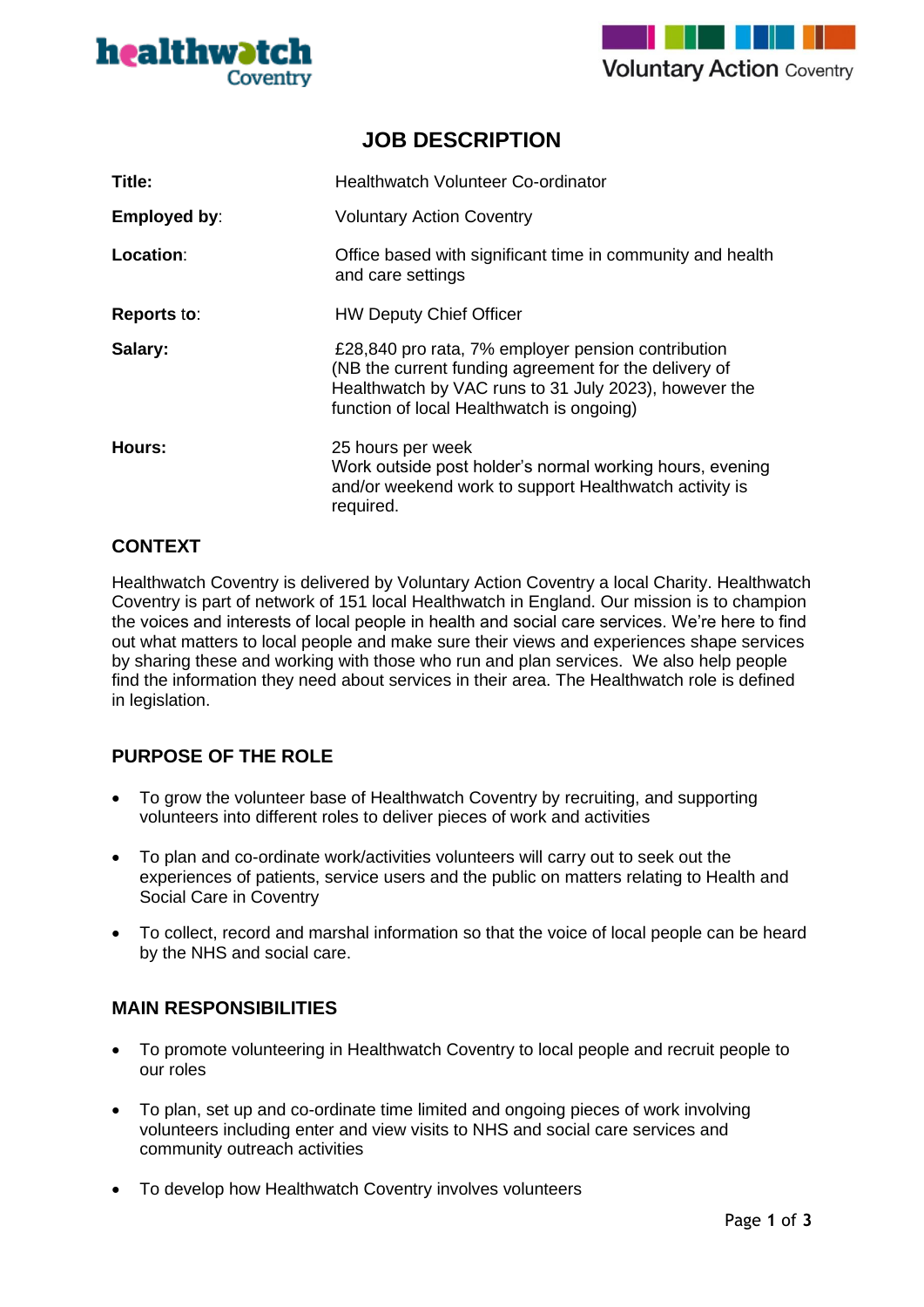# JOB DESCRIPTION

| | |
|---|---|
| **Title:** | Healthwatch Volunteer Co-ordinator |
| **Employed by**: | Voluntary Action Coventry |
| **Location**: | Office based with significant time in community and health and care settings |
| **Reports to**: | HW Deputy Chief Officer |
| **Salary:** | £28,840 pro rata, 7% employer pension contribution (NB the current funding agreement for the delivery of Healthwatch by VAC runs to 31 July 2023), however the function of local Healthwatch is ongoing) |
| **Hours:** | 25 hours per week<br>Work outside post holder's normal working hours, evening and/or weekend work to support Healthwatch activity is required. |

## CONTEXT

Healthwatch Coventry is delivered by Voluntary Action Coventry a local Charity. Healthwatch Coventry is part of network of 151 local Healthwatch in England. Our mission is to champion the voices and interests of local people in health and social care services. We're here to find out what matters to local people and make sure their views and experiences shape services by sharing these and working with those who run and plan services. We also help people find the information they need about services in their area. The Healthwatch role is defined in legislation.

## PURPOSE OF THE ROLE

- To grow the volunteer base of Healthwatch Coventry by recruiting, and supporting volunteers into different roles to deliver pieces of work and activities
- To plan and co-ordinate work/activities volunteers will carry out to seek out the experiences of patients, service users and the public on matters relating to Health and Social Care in Coventry
- To collect, record and marshal information so that the voice of local people can be heard by the NHS and social care.

## MAIN RESPONSIBILITIES

- To promote volunteering in Healthwatch Coventry to local people and recruit people to our roles
- To plan, set up and co-ordinate time limited and ongoing pieces of work involving volunteers including enter and view visits to NHS and social care services and community outreach activities
- To develop how Healthwatch Coventry involves volunteers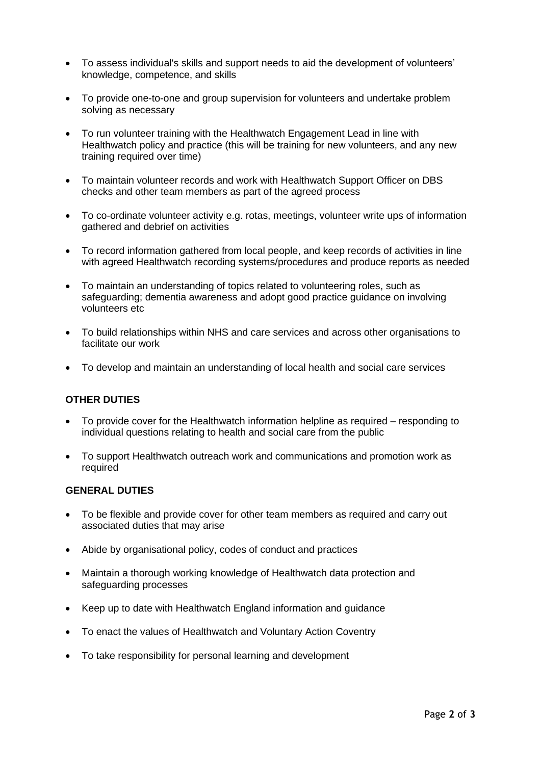- To assess individual's skills and support needs to aid the development of volunteers' knowledge, competence, and skills

- To provide one-to-one and group supervision for volunteers and undertake problem solving as necessary

- To run volunteer training with the Healthwatch Engagement Lead in line with Healthwatch policy and practice (this will be training for new volunteers, and any new training required over time)

- To maintain volunteer records and work with Healthwatch Support Officer on DBS checks and other team members as part of the agreed process

- To co-ordinate volunteer activity e.g. rotas, meetings, volunteer write ups of information gathered and debrief on activities

- To record information gathered from local people, and keep records of activities in line with agreed Healthwatch recording systems/procedures and produce reports as needed

- To maintain an understanding of topics related to volunteering roles, such as safeguarding; dementia awareness and adopt good practice guidance on involving volunteers etc

- To build relationships within NHS and care services and across other organisations to facilitate our work

- To develop and maintain an understanding of local health and social care services

**OTHER DUTIES**

- To provide cover for the Healthwatch information helpline as required – responding to individual questions relating to health and social care from the public

- To support Healthwatch outreach work and communications and promotion work as required

**GENERAL DUTIES**

- To be flexible and provide cover for other team members as required and carry out associated duties that may arise

- Abide by organisational policy, codes of conduct and practices

- Maintain a thorough working knowledge of Healthwatch data protection and safeguarding processes

- Keep up to date with Healthwatch England information and guidance

- To enact the values of Healthwatch and Voluntary Action Coventry

- To take responsibility for personal learning and development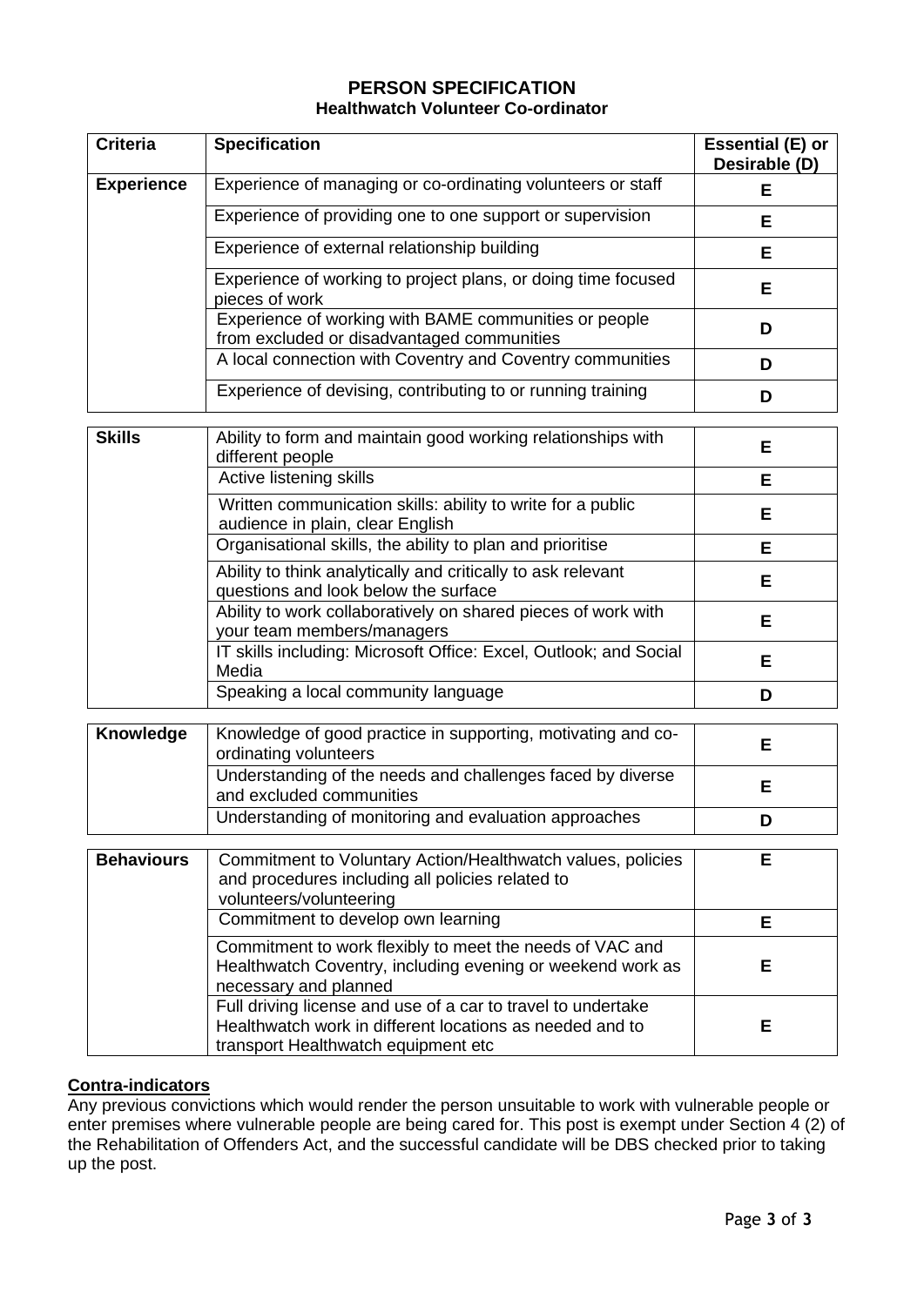# PERSON SPECIFICATION

## Healthwatch Volunteer Co-ordinator

| Criteria | Specification | Essential (E) or Desirable (D) |
|---|---|---|
| **Experience** | Experience of managing or co-ordinating volunteers or staff | E |
| | Experience of providing one to one support or supervision | E |
| | Experience of external relationship building | E |
| | Experience of working to project plans, or doing time focused pieces of work | E |
| | Experience of working with BAME communities or people from excluded or disadvantaged communities | D |
| | A local connection with Coventry and Coventry communities | D |
| | Experience of devising, contributing to or running training | D |
| **Skills** | Ability to form and maintain good working relationships with different people | E |
| | Active listening skills | E |
| | Written communication skills: ability to write for a public audience in plain, clear English | E |
| | Organisational skills, the ability to plan and prioritise | E |
| | Ability to think analytically and critically to ask relevant questions and look below the surface | E |
| | Ability to work collaboratively on shared pieces of work with your team members/managers | E |
| | IT skills including: Microsoft Office: Excel, Outlook; and Social Media | E |
| | Speaking a local community language | D |
| **Knowledge** | Knowledge of good practice in supporting, motivating and co-ordinating volunteers | E |
| | Understanding of the needs and challenges faced by diverse and excluded communities | E |
| | Understanding of monitoring and evaluation approaches | D |
| **Behaviours** | Commitment to Voluntary Action/Healthwatch values, policies and procedures including all policies related to volunteers/volunteering | E |
| | Commitment to develop own learning | E |
| | Commitment to work flexibly to meet the needs of VAC and Healthwatch Coventry, including evening or weekend work as necessary and planned | E |
| | Full driving license and use of a car to travel to undertake Healthwatch work in different locations as needed and to transport Healthwatch equipment etc | E |

**Contra-indicators**

Any previous convictions which would render the person unsuitable to work with vulnerable people or enter premises where vulnerable people are being cared for. This post is exempt under Section 4 (2) of the Rehabilitation of Offenders Act, and the successful candidate will be DBS checked prior to taking up the post.